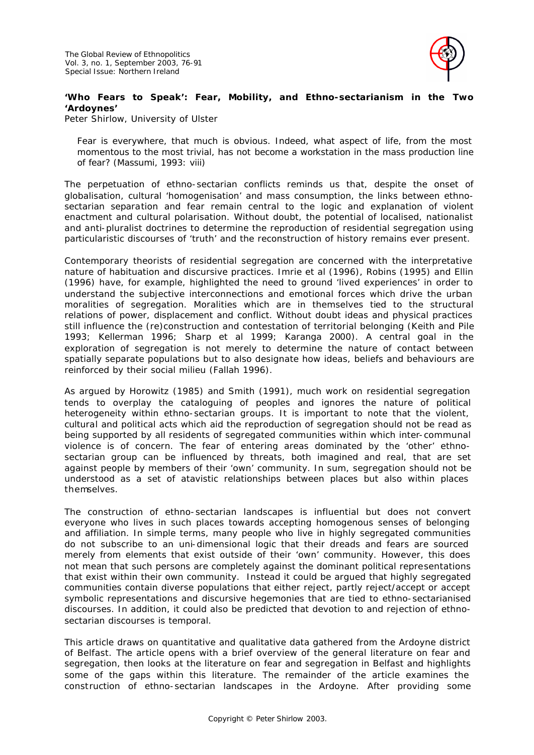## 'Who Fears to Speak': Fear, Mobility, and Ethno-sectarianism in the Two 'Ardoynes'

Peter Shirlow, University of Ulster

> Fear is everywhere, that much is obvious. Indeed, what aspect of life, from the most momentous to the most trivial, has not become a workstation in the mass production line of fear? (Massumi, 1993: viii)

The perpetuation of ethno-sectarian conflicts reminds us that, despite the onset of globalisation, cultural 'homogenisation' and mass consumption, the links between ethno-sectarian separation and fear remain central to the logic and explanation of violent enactment and cultural polarisation. Without doubt, the potential of localised, nationalist and anti-pluralist doctrines to determine the reproduction of residential segregation using particularistic discourses of 'truth' and the reconstruction of history remains ever present.

Contemporary theorists of residential segregation are concerned with the interpretative nature of habituation and discursive practices. Imrie et al (1996), Robins (1995) and Ellin (1996) have, for example, highlighted the need to ground 'lived experiences' in order to understand the subjective interconnections and emotional forces which drive the urban moralities of segregation. Moralities which are in themselves tied to the structural relations of power, displacement and conflict. Without doubt ideas and physical practices still influence the (re)construction and contestation of territorial belonging (Keith and Pile 1993; Kellerman 1996; Sharp et al 1999; Karanga 2000). A central goal in the exploration of segregation is not merely to determine the nature of contact between spatially separate populations but to also designate how ideas, beliefs and behaviours are reinforced by their social milieu (Fallah 1996).

As argued by Horowitz (1985) and Smith (1991), much work on residential segregation tends to overplay the cataloguing of peoples and ignores the nature of political heterogeneity within ethno-sectarian groups. It is important to note that the violent, cultural and political acts which aid the reproduction of segregation should not be read as being supported by all residents of segregated communities within which inter-communal violence is of concern. The fear of entering areas dominated by the 'other' ethno-sectarian group can be influenced by threats, both imagined and real, that are set against people by members of their 'own' community. In sum, segregation should not be understood as a set of atavistic relationships between places but also within places themselves.

The construction of ethno-sectarian landscapes is influential but does not convert everyone who lives in such places towards accepting homogenous senses of belonging and affiliation. In simple terms, many people who live in highly segregated communities do not subscribe to an uni-dimensional logic that their dreads and fears are sourced merely from elements that exist outside of their 'own' community. However, this does not mean that such persons are completely against the dominant political representations that exist within their own community. Instead it could be argued that highly segregated communities contain diverse populations that either reject, partly reject/accept or accept symbolic representations and discursive hegemonies that are tied to ethno-sectarianised discourses. In addition, it could also be predicted that devotion to and rejection of ethno-sectarian discourses is temporal.

This article draws on quantitative and qualitative data gathered from the Ardoyne district of Belfast. The article opens with a brief overview of the general literature on fear and segregation, then looks at the literature on fear and segregation in Belfast and highlights some of the gaps within this literature. The remainder of the article examines the construction of ethno-sectarian landscapes in the Ardoyne. After providing some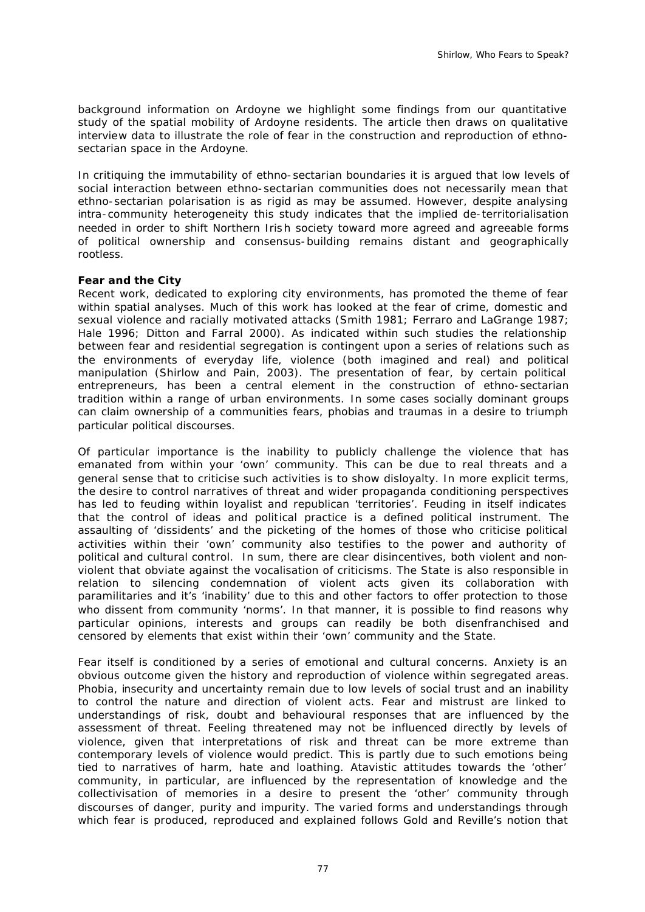background information on Ardoyne we highlight some findings from our quantitative study of the spatial mobility of Ardoyne residents. The article then draws on qualitative interview data to illustrate the role of fear in the construction and reproduction of ethno-sectarian space in the Ardoyne.

In critiquing the immutability of ethno-sectarian boundaries it is argued that low levels of social interaction between ethno-sectarian communities does not necessarily mean that ethno-sectarian polarisation is as rigid as may be assumed. However, despite analysing intra-community heterogeneity this study indicates that the implied de-territorialisation needed in order to shift Northern Irish society toward more agreed and agreeable forms of political ownership and consensus-building remains distant and geographically rootless.

**Fear and the City**

Recent work, dedicated to exploring city environments, has promoted the theme of fear within spatial analyses. Much of this work has looked at the fear of crime, domestic and sexual violence and racially motivated attacks (Smith 1981; Ferraro and LaGrange 1987; Hale 1996; Ditton and Farral 2000). As indicated within such studies the relationship between fear and residential segregation is contingent upon a series of relations such as the environments of everyday life, violence (both imagined and real) and political manipulation (Shirlow and Pain, 2003). The presentation of fear, by certain political entrepreneurs, has been a central element in the construction of ethno-sectarian tradition within a range of urban environments. In some cases socially dominant groups can claim ownership of a communities fears, phobias and traumas in a desire to triumph particular political discourses.

Of particular importance is the inability to publicly challenge the violence that has emanated from within your 'own' community. This can be due to real threats and a general sense that to criticise such activities is to show disloyalty. In more explicit terms, the desire to control narratives of threat and wider propaganda conditioning perspectives has led to feuding within loyalist and republican 'territories'. Feuding in itself indicates that the control of ideas and political practice is a defined political instrument. The assaulting of 'dissidents' and the picketing of the homes of those who criticise political activities within their 'own' community also testifies to the power and authority of political and cultural control. In sum, there are clear disincentives, both violent and non-violent that obviate against the vocalisation of criticisms. The State is also responsible in relation to silencing condemnation of violent acts given its collaboration with paramilitaries and it's 'inability' due to this and other factors to offer protection to those who dissent from community 'norms'. In that manner, it is possible to find reasons why particular opinions, interests and groups can readily be both disenfranchised and censored by elements that exist within their 'own' community and the State.

Fear itself is conditioned by a series of emotional and cultural concerns. Anxiety is an obvious outcome given the history and reproduction of violence within segregated areas. Phobia, insecurity and uncertainty remain due to low levels of social trust and an inability to control the nature and direction of violent acts. Fear and mistrust are linked to understandings of risk, doubt and behavioural responses that are influenced by the assessment of threat. Feeling threatened may not be influenced directly by levels of violence, given that interpretations of risk and threat can be more extreme than contemporary levels of violence would predict. This is partly due to such emotions being tied to narratives of harm, hate and loathing. Atavistic attitudes towards the 'other' community, in particular, are influenced by the representation of knowledge and the collectivisation of memories in a desire to present the 'other' community through discourses of danger, purity and impurity. The varied forms and understandings through which fear is produced, reproduced and explained follows Gold and Reville's notion that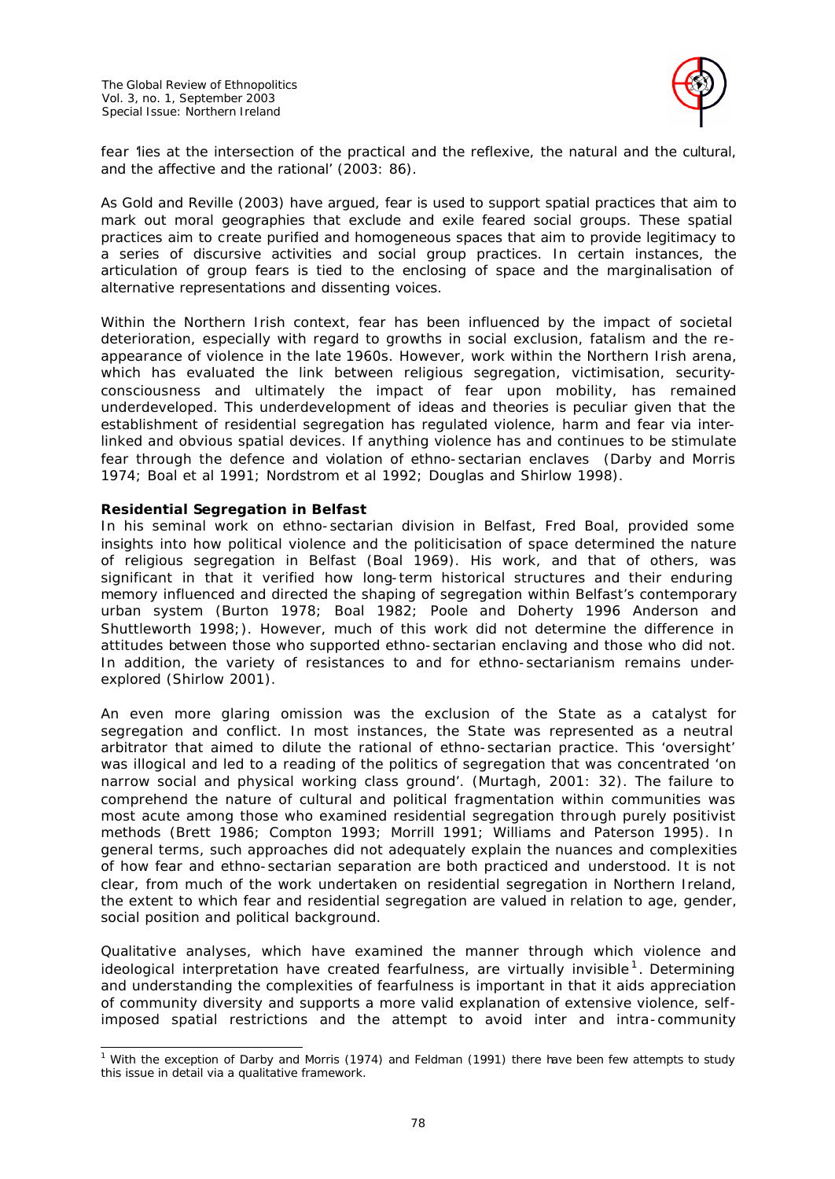fear 'lies at the intersection of the practical and the reflexive, the natural and the cultural, and the affective and the rational' (2003: 86).

As Gold and Reville (2003) have argued, fear is used to support spatial practices that aim to mark out moral geographies that exclude and exile feared social groups. These spatial practices aim to create purified and homogeneous spaces that aim to provide legitimacy to a series of discursive activities and social group practices. In certain instances, the articulation of group fears is tied to the enclosing of space and the marginalisation of alternative representations and dissenting voices.

Within the Northern Irish context, fear has been influenced by the impact of societal deterioration, especially with regard to growths in social exclusion, fatalism and the re-appearance of violence in the late 1960s. However, work within the Northern Irish arena, which has evaluated the link between religious segregation, victimisation, security-consciousness and ultimately the impact of fear upon mobility, has remained underdeveloped. This underdevelopment of ideas and theories is peculiar given that the establishment of residential segregation has regulated violence, harm and fear via inter-linked and obvious spatial devices. If anything violence has and continues to be stimulate fear through the defence and violation of ethno-sectarian enclaves (Darby and Morris 1974; Boal et al 1991; Nordstrom et al 1992; Douglas and Shirlow 1998).

**Residential Segregation in Belfast**

In his seminal work on ethno-sectarian division in Belfast, Fred Boal, provided some insights into how political violence and the politicisation of space determined the nature of religious segregation in Belfast (Boal 1969). His work, and that of others, was significant in that it verified how long-term historical structures and their enduring memory influenced and directed the shaping of segregation within Belfast's contemporary urban system (Burton 1978; Boal 1982; Poole and Doherty 1996 Anderson and Shuttleworth 1998;). However, much of this work did not determine the difference in attitudes between those who supported ethno-sectarian enclaving and those who did not. In addition, the variety of resistances to and for ethno-sectarianism remains under-explored (Shirlow 2001).

An even more glaring omission was the exclusion of the State as a catalyst for segregation and conflict. In most instances, the State was represented as a neutral arbitrator that aimed to dilute the rational of ethno-sectarian practice. This 'oversight' was illogical and led to a reading of the politics of segregation that was concentrated 'on narrow social and physical working class ground'. (Murtagh, 2001: 32). The failure to comprehend the nature of cultural and political fragmentation within communities was most acute among those who examined residential segregation through purely positivist methods (Brett 1986; Compton 1993; Morrill 1991; Williams and Paterson 1995). In general terms, such approaches did not adequately explain the nuances and complexities of how fear and ethno-sectarian separation are both practiced and understood. It is not clear, from much of the work undertaken on residential segregation in Northern Ireland, the extent to which fear and residential segregation are valued in relation to age, gender, social position and political background.

Qualitative analyses, which have examined the manner through which violence and ideological interpretation have created fearfulness, are virtually invisible[1]. Determining and understanding the complexities of fearfulness is important in that it aids appreciation of community diversity and supports a more valid explanation of extensive violence, self-imposed spatial restrictions and the attempt to avoid inter and intra-community

[1] With the exception of Darby and Morris (1974) and Feldman (1991) there have been few attempts to study this issue in detail via a qualitative framework.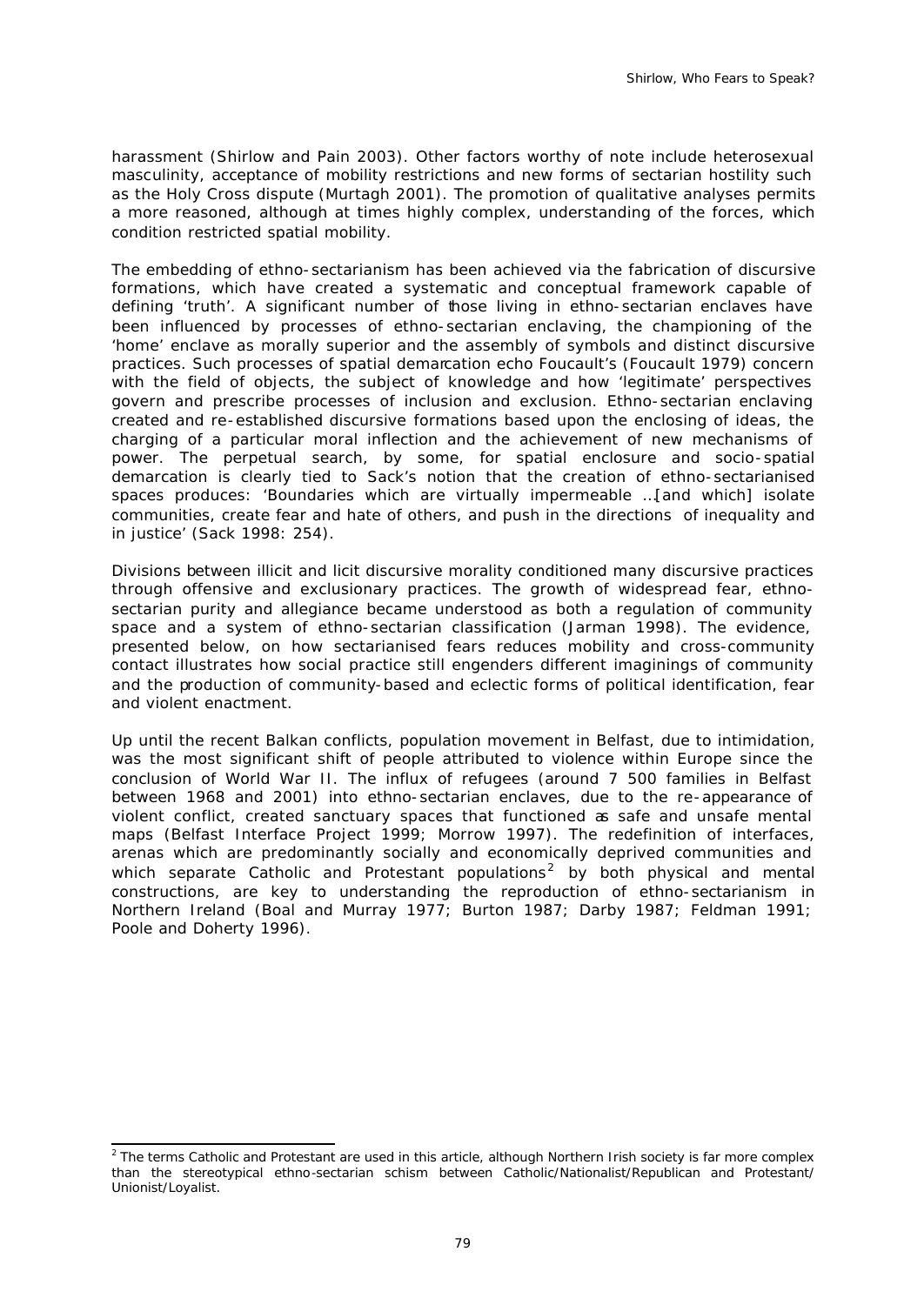harassment (Shirlow and Pain 2003). Other factors worthy of note include heterosexual masculinity, acceptance of mobility restrictions and new forms of sectarian hostility such as the Holy Cross dispute (Murtagh 2001). The promotion of qualitative analyses permits a more reasoned, although at times highly complex, understanding of the forces, which condition restricted spatial mobility.

The embedding of ethno-sectarianism has been achieved via the fabrication of discursive formations, which have created a systematic and conceptual framework capable of defining 'truth'. A significant number of those living in ethno-sectarian enclaves have been influenced by processes of ethno-sectarian enclaving, the championing of the 'home' enclave as morally superior and the assembly of symbols and distinct discursive practices. Such processes of spatial demarcation echo Foucault's (Foucault 1979) concern with the field of objects, the subject of knowledge and how 'legitimate' perspectives govern and prescribe processes of inclusion and exclusion. Ethno-sectarian enclaving created and re-established discursive formations based upon the enclosing of ideas, the charging of a particular moral inflection and the achievement of new mechanisms of power. The perpetual search, by some, for spatial enclosure and socio-spatial demarcation is clearly tied to Sack's notion that the creation of ethno-sectarianised spaces produces: 'Boundaries which are virtually impermeable …[and which] isolate communities, create fear and hate of others, and push in the directions of inequality and in justice' (Sack 1998: 254).

Divisions between illicit and licit discursive morality conditioned many discursive practices through offensive and exclusionary practices. The growth of widespread fear, ethno-sectarian purity and allegiance became understood as both a regulation of community space and a system of ethno-sectarian classification (Jarman 1998). The evidence, presented below, on how sectarianised fears reduces mobility and cross-community contact illustrates how social practice still engenders different imaginings of community and the production of community-based and eclectic forms of political identification, fear and violent enactment.

Up until the recent Balkan conflicts, population movement in Belfast, due to intimidation, was the most significant shift of people attributed to violence within Europe since the conclusion of World War II. The influx of refugees (around 7 500 families in Belfast between 1968 and 2001) into ethno-sectarian enclaves, due to the re-appearance of violent conflict, created sanctuary spaces that functioned as safe and unsafe mental maps (Belfast Interface Project 1999; Morrow 1997). The redefinition of interfaces, arenas which are predominantly socially and economically deprived communities and which separate Catholic and Protestant populations[2] by both physical and mental constructions, are key to understanding the reproduction of ethno-sectarianism in Northern Ireland (Boal and Murray 1977; Burton 1987; Darby 1987; Feldman 1991; Poole and Doherty 1996).

---

[2] The terms Catholic and Protestant are used in this article, although Northern Irish society is far more complex than the stereotypical ethno-sectarian schism between Catholic/Nationalist/Republican and Protestant/Unionist/Loyalist.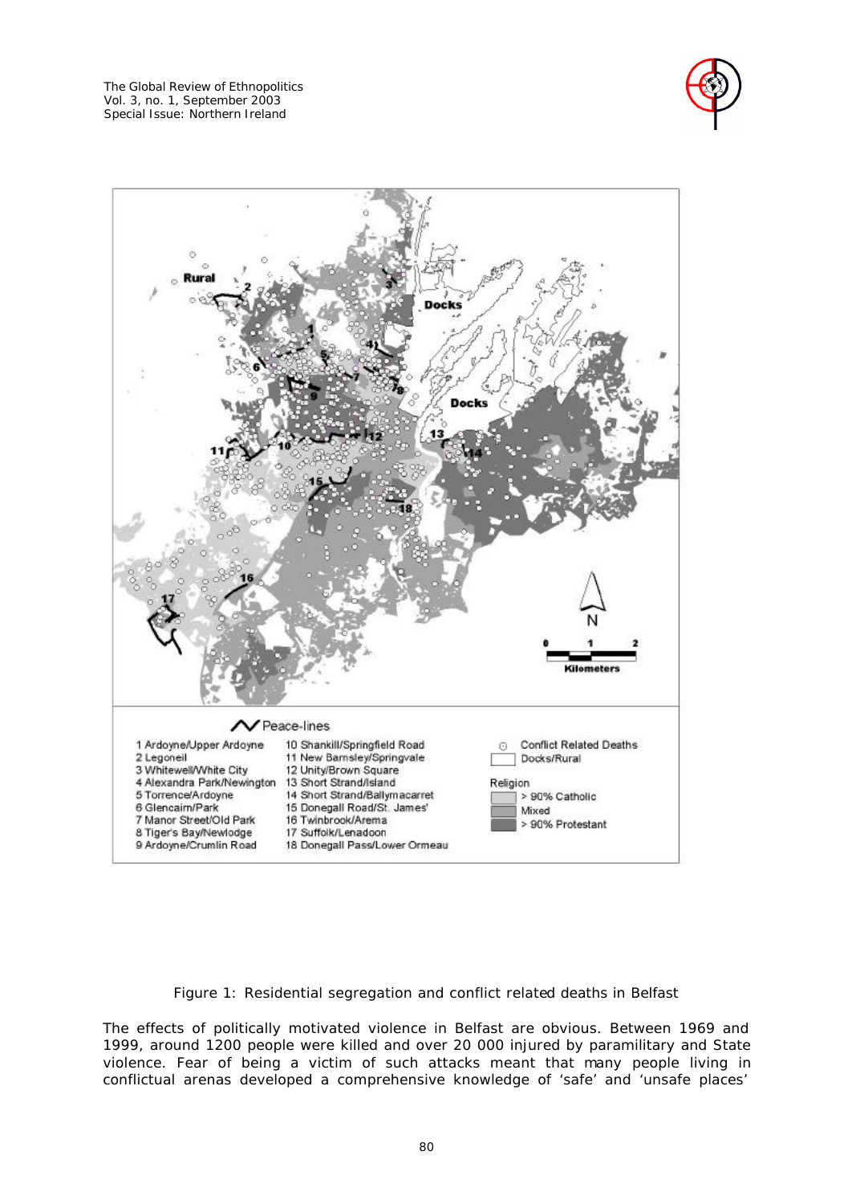Figure 1: Residential segregation and conflict related deaths in Belfast

The effects of politically motivated violence in Belfast are obvious. Between 1969 and 1999, around 1200 people were killed and over 20 000 injured by paramilitary and State violence. Fear of being a victim of such attacks meant that many people living in conflictual arenas developed a comprehensive knowledge of 'safe' and 'unsafe places'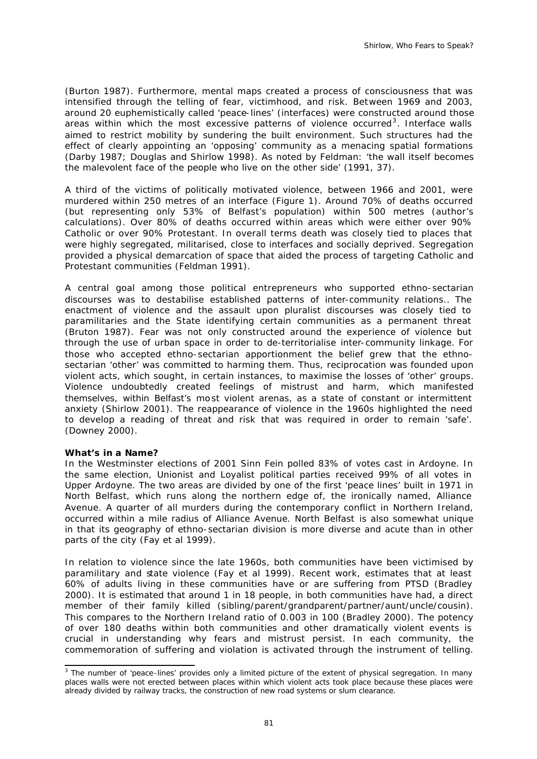(Burton 1987). Furthermore, mental maps created a process of consciousness that was intensified through the telling of fear, victimhood, and risk. Between 1969 and 2003, around 20 euphemistically called 'peace-lines' (interfaces) were constructed around those areas within which the most excessive patterns of violence occurred[3]. Interface walls aimed to restrict mobility by sundering the built environment. Such structures had the effect of clearly appointing an 'opposing' community as a menacing spatial formations (Darby 1987; Douglas and Shirlow 1998). As noted by Feldman: 'the wall itself becomes the malevolent face of the people who live on the other side' (1991, 37).

A third of the victims of politically motivated violence, between 1966 and 2001, were murdered within 250 metres of an interface (Figure 1). Around 70% of deaths occurred (but representing only 53% of Belfast's population) within 500 metres (author's calculations). Over 80% of deaths occurred within areas which were either over 90% Catholic or over 90% Protestant. In overall terms death was closely tied to places that were highly segregated, militarised, close to interfaces and socially deprived. Segregation provided a physical demarcation of space that aided the process of targeting Catholic and Protestant communities (Feldman 1991).

A central goal among those political entrepreneurs who supported ethno-sectarian discourses was to destabilise established patterns of inter-community relations.. The enactment of violence and the assault upon pluralist discourses was closely tied to paramilitaries and the State identifying certain communities as a permanent threat (Bruton 1987). Fear was not only constructed around the experience of violence but through the use of urban space in order to de-territorialise inter-community linkage. For those who accepted ethno-sectarian apportionment the belief grew that the ethno-sectarian 'other' was committed to harming them. Thus, reciprocation was founded upon violent acts, which sought, in certain instances, to maximise the losses of 'other' groups. Violence undoubtedly created feelings of mistrust and harm, which manifested themselves, within Belfast's most violent arenas, as a state of constant or intermittent anxiety (Shirlow 2001). The reappearance of violence in the 1960s highlighted the need to develop a reading of threat and risk that was required in order to remain 'safe'. (Downey 2000).

**What's in a Name?**

In the Westminster elections of 2001 Sinn Fein polled 83% of votes cast in Ardoyne. In the same election, Unionist and Loyalist political parties received 99% of all votes in Upper Ardoyne. The two areas are divided by one of the first 'peace lines' built in 1971 in North Belfast, which runs along the northern edge of, the ironically named, Alliance Avenue. A quarter of all murders during the contemporary conflict in Northern Ireland, occurred within a mile radius of Alliance Avenue. North Belfast is also somewhat unique in that its geography of ethno-sectarian division is more diverse and acute than in other parts of the city (Fay et al 1999).

In relation to violence since the late 1960s, both communities have been victimised by paramilitary and state violence (Fay et al 1999). Recent work, estimates that at least 60% of adults living in these communities have or are suffering from PTSD (Bradley 2000). It is estimated that around 1 in 18 people, in both communities have had, a direct member of their family killed (sibling/parent/grandparent/partner/aunt/uncle/cousin). This compares to the Northern Ireland ratio of 0.003 in 100 (Bradley 2000). The potency of over 180 deaths within both communities and other dramatically violent events is crucial in understanding why fears and mistrust persist. In each community, the commemoration of suffering and violation is activated through the instrument of telling.

[3] The number of 'peace-lines' provides only a limited picture of the extent of physical segregation. In many places walls were not erected between places within which violent acts took place because these places were already divided by railway tracks, the construction of new road systems or slum clearance.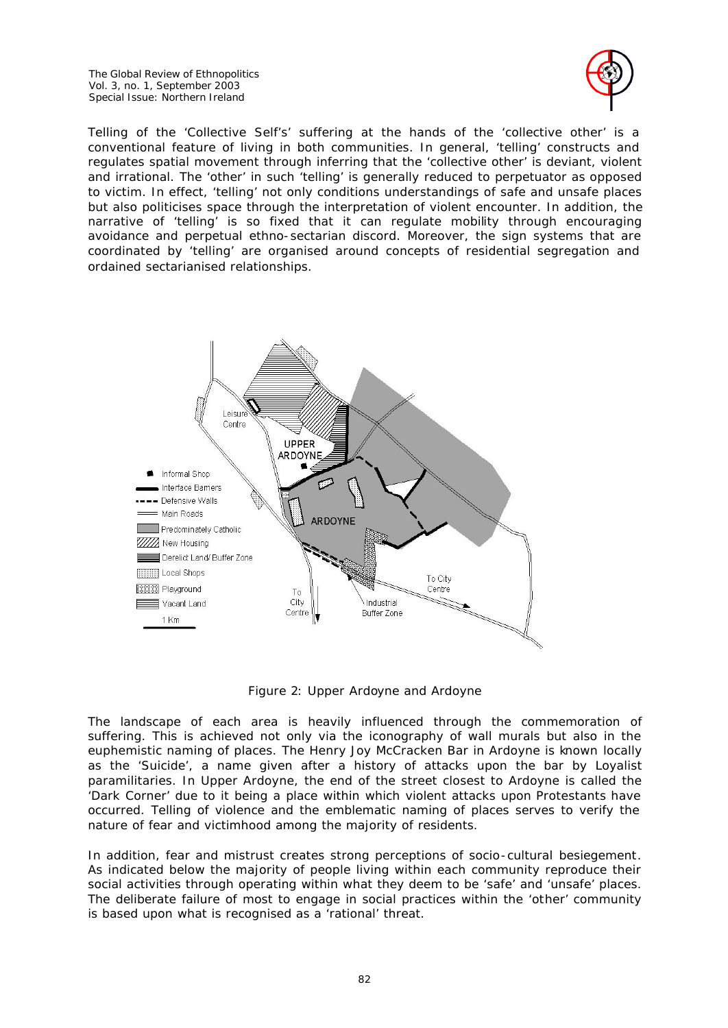Telling of the 'Collective Self's' suffering at the hands of the 'collective other' is a conventional feature of living in both communities. In general, 'telling' constructs and regulates spatial movement through inferring that the 'collective other' is deviant, violent and irrational. The 'other' in such 'telling' is generally reduced to perpetuator as opposed to victim. In effect, 'telling' not only conditions understandings of safe and unsafe places but also politicises space through the interpretation of violent encounter. In addition, the narrative of 'telling' is so fixed that it can regulate mobility through encouraging avoidance and perpetual ethno-sectarian discord. Moreover, the sign systems that are coordinated by 'telling' are organised around concepts of residential segregation and ordained sectarianised relationships.

Figure 2: Upper Ardoyne and Ardoyne

The landscape of each area is heavily influenced through the commemoration of suffering. This is achieved not only via the iconography of wall murals but also in the euphemistic naming of places. The Henry Joy McCracken Bar in Ardoyne is known locally as the 'Suicide', a name given after a history of attacks upon the bar by Loyalist paramilitaries. In Upper Ardoyne, the end of the street closest to Ardoyne is called the 'Dark Corner' due to it being a place within which violent attacks upon Protestants have occurred. Telling of violence and the emblematic naming of places serves to verify the nature of fear and victimhood among the majority of residents.

In addition, fear and mistrust creates strong perceptions of socio-cultural besiegement. As indicated below the majority of people living within each community reproduce their social activities through operating within what they deem to be 'safe' and 'unsafe' places. The deliberate failure of most to engage in social practices within the 'other' community is based upon what is recognised as a 'rational' threat.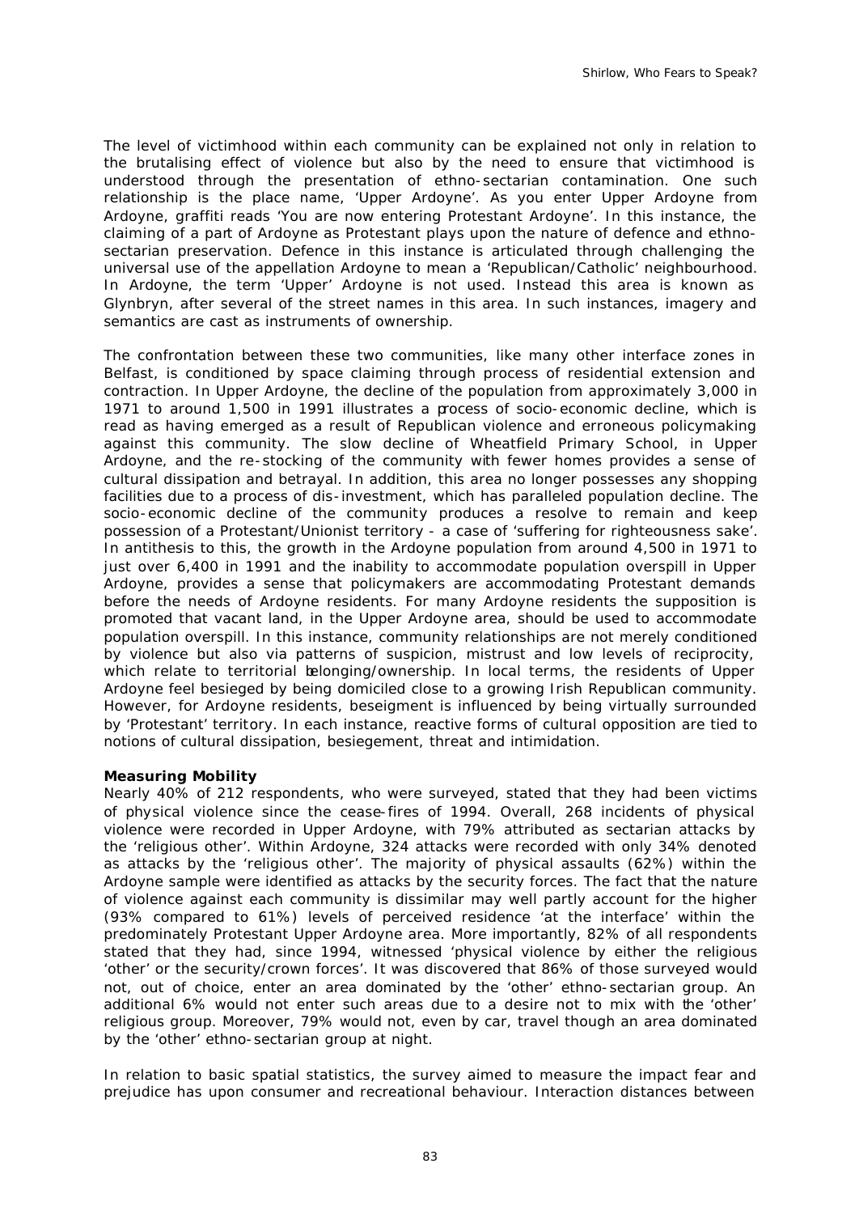The level of victimhood within each community can be explained not only in relation to the brutalising effect of violence but also by the need to ensure that victimhood is understood through the presentation of ethno-sectarian contamination. One such relationship is the place name, 'Upper Ardoyne'. As you enter Upper Ardoyne from Ardoyne, graffiti reads 'You are now entering Protestant Ardoyne'. In this instance, the claiming of a part of Ardoyne as Protestant plays upon the nature of defence and ethno-sectarian preservation. Defence in this instance is articulated through challenging the universal use of the appellation Ardoyne to mean a 'Republican/Catholic' neighbourhood. In Ardoyne, the term 'Upper' Ardoyne is not used. Instead this area is known as Glynbryn, after several of the street names in this area. In such instances, imagery and semantics are cast as instruments of ownership.

The confrontation between these two communities, like many other interface zones in Belfast, is conditioned by space claiming through process of residential extension and contraction. In Upper Ardoyne, the decline of the population from approximately 3,000 in 1971 to around 1,500 in 1991 illustrates a process of socio-economic decline, which is read as having emerged as a result of Republican violence and erroneous policymaking against this community. The slow decline of Wheatfield Primary School, in Upper Ardoyne, and the re-stocking of the community with fewer homes provides a sense of cultural dissipation and betrayal. In addition, this area no longer possesses any shopping facilities due to a process of dis-investment, which has paralleled population decline. The socio-economic decline of the community produces a resolve to remain and keep possession of a Protestant/Unionist territory - a case of 'suffering for righteousness sake'. In antithesis to this, the growth in the Ardoyne population from around 4,500 in 1971 to just over 6,400 in 1991 and the inability to accommodate population overspill in Upper Ardoyne, provides a sense that policymakers are accommodating Protestant demands before the needs of Ardoyne residents. For many Ardoyne residents the supposition is promoted that vacant land, in the Upper Ardoyne area, should be used to accommodate population overspill. In this instance, community relationships are not merely conditioned by violence but also via patterns of suspicion, mistrust and low levels of reciprocity, which relate to territorial belonging/ownership. In local terms, the residents of Upper Ardoyne feel besieged by being domiciled close to a growing Irish Republican community. However, for Ardoyne residents, beseigment is influenced by being virtually surrounded by 'Protestant' territory. In each instance, reactive forms of cultural opposition are tied to notions of cultural dissipation, besiegement, threat and intimidation.

**Measuring Mobility**

Nearly 40% of 212 respondents, who were surveyed, stated that they had been victims of physical violence since the cease-fires of 1994. Overall, 268 incidents of physical violence were recorded in Upper Ardoyne, with 79% attributed as sectarian attacks by the 'religious other'. Within Ardoyne, 324 attacks were recorded with only 34% denoted as attacks by the 'religious other'. The majority of physical assaults (62%) within the Ardoyne sample were identified as attacks by the security forces. The fact that the nature of violence against each community is dissimilar may well partly account for the higher (93% compared to 61%) levels of perceived residence 'at the interface' within the predominately Protestant Upper Ardoyne area. More importantly, 82% of all respondents stated that they had, since 1994, witnessed 'physical violence by either the religious 'other' or the security/crown forces'. It was discovered that 86% of those surveyed would not, out of choice, enter an area dominated by the 'other' ethno-sectarian group. An additional 6% would not enter such areas due to a desire not to mix with the 'other' religious group. Moreover, 79% would not, even by car, travel though an area dominated by the 'other' ethno-sectarian group at night.

In relation to basic spatial statistics, the survey aimed to measure the impact fear and prejudice has upon consumer and recreational behaviour. Interaction distances between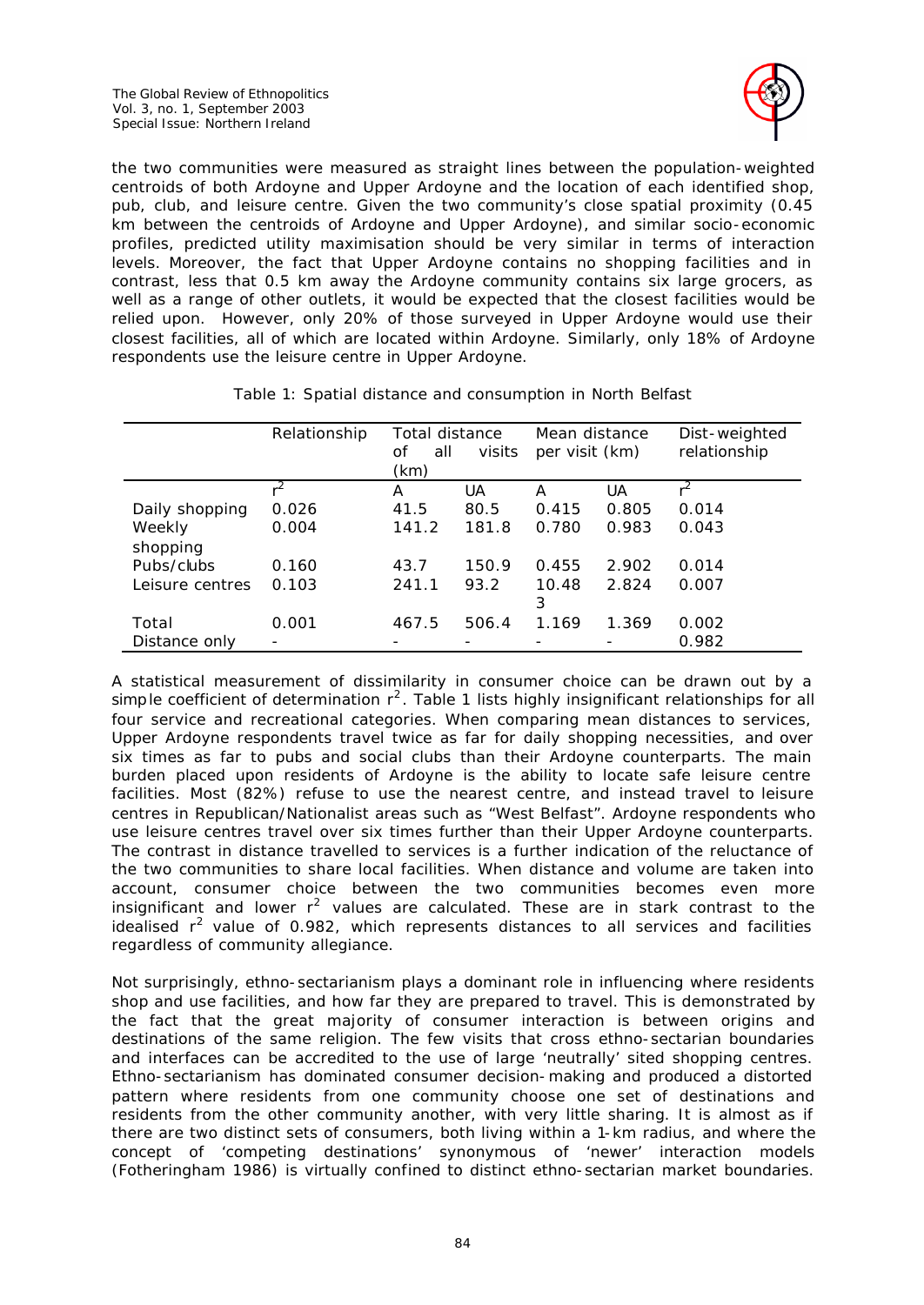the two communities were measured as straight lines between the population-weighted centroids of both Ardoyne and Upper Ardoyne and the location of each identified shop, pub, club, and leisure centre. Given the two community's close spatial proximity (0.45 km between the centroids of Ardoyne and Upper Ardoyne), and similar socio-economic profiles, predicted utility maximisation should be very similar in terms of interaction levels. Moreover, the fact that Upper Ardoyne contains no shopping facilities and in contrast, less that 0.5 km away the Ardoyne community contains six large grocers, as well as a range of other outlets, it would be expected that the closest facilities would be relied upon. However, only 20% of those surveyed in Upper Ardoyne would use their closest facilities, all of which are located within Ardoyne. Similarly, only 18% of Ardoyne respondents use the leisure centre in Upper Ardoyne.

Table 1: Spatial distance and consumption in North Belfast

| | Relationship | Total distance of all visits (km) | | Mean distance per visit (km) | | Dist-weighted relationship |
|---|---|---|---|---|---|---|
| | $r^2$ | A | UA | A | UA | $r^2$ |
| Daily shopping | 0.026 | 41.5 | 80.5 | 0.415 | 0.805 | 0.014 |
| Weekly shopping | 0.004 | 141.2 | 181.8 | 0.780 | 0.983 | 0.043 |
| Pubs/clubs | 0.160 | 43.7 | 150.9 | 0.455 | 2.902 | 0.014 |
| Leisure centres | 0.103 | 241.1 | 93.2 | 10.483 | 2.824 | 0.007 |
| Total | 0.001 | 467.5 | 506.4 | 1.169 | 1.369 | 0.002 |
| Distance only | - | - | - | - | - | 0.982 |

A statistical measurement of dissimilarity in consumer choice can be drawn out by a simple coefficient of determination $r^2$. Table 1 lists highly insignificant relationships for all four service and recreational categories. When comparing mean distances to services, Upper Ardoyne respondents travel twice as far for daily shopping necessities, and over six times as far to pubs and social clubs than their Ardoyne counterparts. The main burden placed upon residents of Ardoyne is the ability to locate safe leisure centre facilities. Most (82%) refuse to use the nearest centre, and instead travel to leisure centres in Republican/Nationalist areas such as "West Belfast". Ardoyne respondents who use leisure centres travel over six times further than their Upper Ardoyne counterparts. The contrast in distance travelled to services is a further indication of the reluctance of the two communities to share local facilities. When distance and volume are taken into account, consumer choice between the two communities becomes even more insignificant and lower $r^2$ values are calculated. These are in stark contrast to the idealised $r^2$ value of 0.982, which represents distances to all services and facilities regardless of community allegiance.

Not surprisingly, ethno-sectarianism plays a dominant role in influencing where residents shop and use facilities, and how far they are prepared to travel. This is demonstrated by the fact that the great majority of consumer interaction is between origins and destinations of the same religion. The few visits that cross ethno-sectarian boundaries and interfaces can be accredited to the use of large 'neutrally' sited shopping centres. Ethno-sectarianism has dominated consumer decision-making and produced a distorted pattern where residents from one community choose one set of destinations and residents from the other community another, with very little sharing. It is almost as if there are two distinct sets of consumers, both living within a 1-km radius, and where the concept of 'competing destinations' synonymous of 'newer' interaction models (Fotheringham 1986) is virtually confined to distinct ethno-sectarian market boundaries.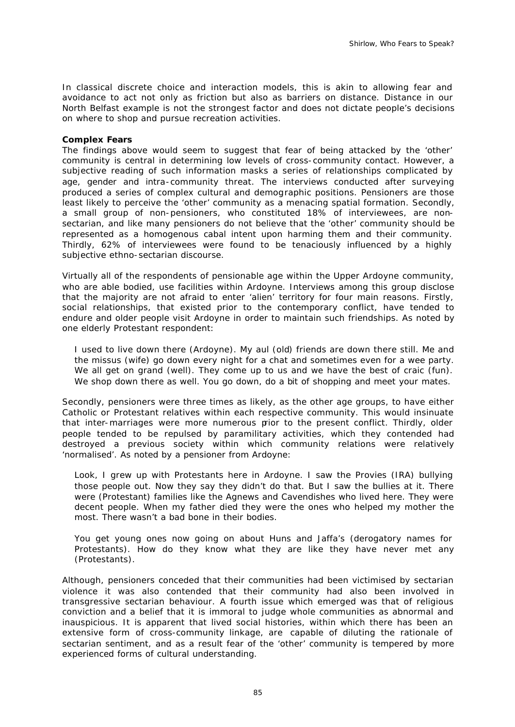In classical discrete choice and interaction models, this is akin to allowing fear and avoidance to act not only as friction but also as barriers on distance. Distance in our North Belfast example is not the strongest factor and does not dictate people's decisions on where to shop and pursue recreation activities.

**Complex Fears**

The findings above would seem to suggest that fear of being attacked by the 'other' community is central in determining low levels of cross-community contact. However, a subjective reading of such information masks a series of relationships complicated by age, gender and intra-community threat. The interviews conducted after surveying produced a series of complex cultural and demographic positions. Pensioners are those least likely to perceive the 'other' community as a menacing spatial formation. Secondly, a small group of non-pensioners, who constituted 18% of interviewees, are non-sectarian, and like many pensioners do not believe that the 'other' community should be represented as a homogenous cabal intent upon harming them and their community. Thirdly, 62% of interviewees were found to be tenaciously influenced by a highly subjective ethno-sectarian discourse.

Virtually all of the respondents of pensionable age within the Upper Ardoyne community, who are able bodied, use facilities within Ardoyne. Interviews among this group disclose that the majority are not afraid to enter 'alien' territory for four main reasons. Firstly, social relationships, that existed prior to the contemporary conflict, have tended to endure and older people visit Ardoyne in order to maintain such friendships. As noted by one elderly Protestant respondent:

> I used to live down there (Ardoyne). My aul (old) friends are down there still. Me and the missus (wife) go down every night for a chat and sometimes even for a wee party. We all get on grand (well). They come up to us and we have the best of craic (fun). We shop down there as well. You go down, do a bit of shopping and meet your mates.

Secondly, pensioners were three times as likely, as the other age groups, to have either Catholic or Protestant relatives within each respective community. This would insinuate that inter-marriages were more numerous prior to the present conflict. Thirdly, older people tended to be repulsed by paramilitary activities, which they contended had destroyed a previous society within which community relations were relatively 'normalised'. As noted by a pensioner from Ardoyne:

> Look, I grew up with Protestants here in Ardoyne. I saw the Provies (IRA) bullying those people out. Now they say they didn't do that. But I saw the bullies at it. There were (Protestant) families like the Agnews and Cavendishes who lived here. They were decent people. When my father died they were the ones who helped my mother the most. There wasn't a bad bone in their bodies.
>
> You get young ones now going on about Huns and Jaffa's (derogatory names for Protestants). How do they know what they are like they have never met any (Protestants).

Although, pensioners conceded that their communities had been victimised by sectarian violence it was also contended that their community had also been involved in transgressive sectarian behaviour. A fourth issue which emerged was that of religious conviction and a belief that it is immoral to judge whole communities as abnormal and inauspicious. It is apparent that lived social histories, within which there has been an extensive form of cross-community linkage, are capable of diluting the rationale of sectarian sentiment, and as a result fear of the 'other' community is tempered by more experienced forms of cultural understanding.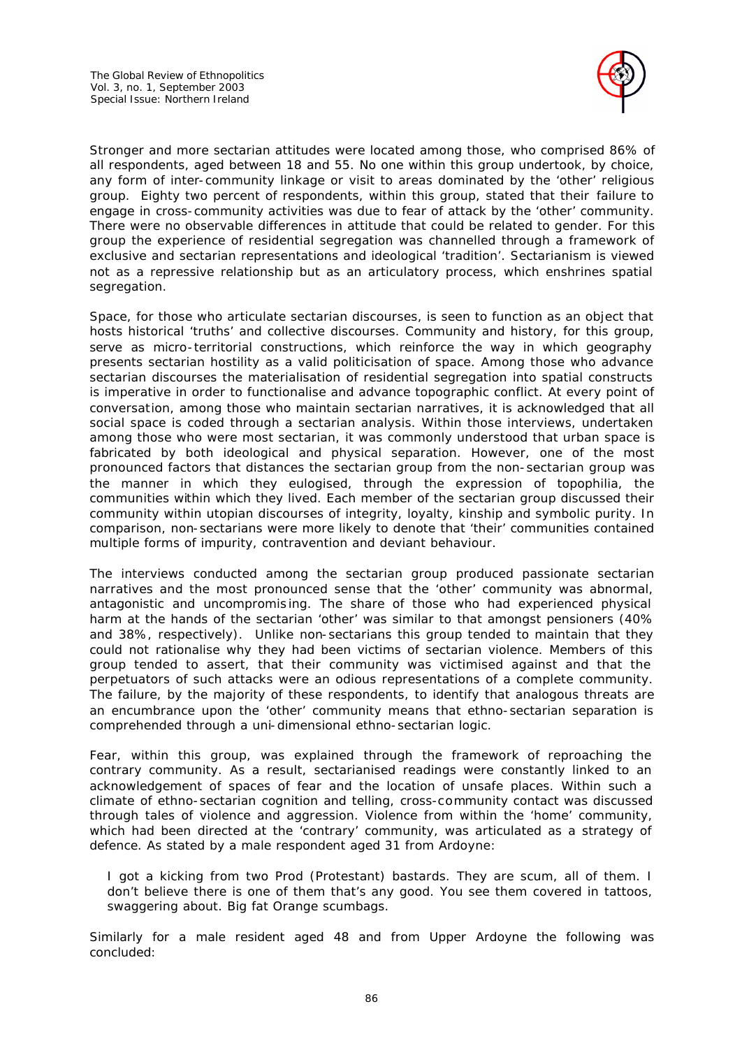Stronger and more sectarian attitudes were located among those, who comprised 86% of all respondents, aged between 18 and 55. No one within this group undertook, by choice, any form of inter-community linkage or visit to areas dominated by the 'other' religious group. Eighty two percent of respondents, within this group, stated that their failure to engage in cross-community activities was due to fear of attack by the 'other' community. There were no observable differences in attitude that could be related to gender. For this group the experience of residential segregation was channelled through a framework of exclusive and sectarian representations and ideological 'tradition'. Sectarianism is viewed not as a repressive relationship but as an articulatory process, which enshrines spatial segregation.

Space, for those who articulate sectarian discourses, is seen to function as an object that hosts historical 'truths' and collective discourses. Community and history, for this group, serve as micro-territorial constructions, which reinforce the way in which geography presents sectarian hostility as a valid politicisation of space. Among those who advance sectarian discourses the materialisation of residential segregation into spatial constructs is imperative in order to functionalise and advance topographic conflict. At every point of conversation, among those who maintain sectarian narratives, it is acknowledged that all social space is coded through a sectarian analysis. Within those interviews, undertaken among those who were most sectarian, it was commonly understood that urban space is fabricated by both ideological and physical separation. However, one of the most pronounced factors that distances the sectarian group from the non-sectarian group was the manner in which they eulogised, through the expression of topophilia, the communities within which they lived. Each member of the sectarian group discussed their community within utopian discourses of integrity, loyalty, kinship and symbolic purity. In comparison, non-sectarians were more likely to denote that 'their' communities contained multiple forms of impurity, contravention and deviant behaviour.

The interviews conducted among the sectarian group produced passionate sectarian narratives and the most pronounced sense that the 'other' community was abnormal, antagonistic and uncompromising. The share of those who had experienced physical harm at the hands of the sectarian 'other' was similar to that amongst pensioners (40% and 38%, respectively). Unlike non-sectarians this group tended to maintain that they could not rationalise why they had been victims of sectarian violence. Members of this group tended to assert, that their community was victimised against and that the perpetuators of such attacks were an odious representations of a complete community. The failure, by the majority of these respondents, to identify that analogous threats are an encumbrance upon the 'other' community means that ethno-sectarian separation is comprehended through a uni-dimensional ethno-sectarian logic.

Fear, within this group, was explained through the framework of reproaching the contrary community. As a result, sectarianised readings were constantly linked to an acknowledgement of spaces of fear and the location of unsafe places. Within such a climate of ethno-sectarian cognition and telling, cross-community contact was discussed through tales of violence and aggression. Violence from within the 'home' community, which had been directed at the 'contrary' community, was articulated as a strategy of defence. As stated by a male respondent aged 31 from Ardoyne:

> I got a kicking from two Prod (Protestant) bastards. They are scum, all of them. I don't believe there is one of them that's any good. You see them covered in tattoos, swaggering about. Big fat Orange scumbags.

Similarly for a male resident aged 48 and from Upper Ardoyne the following was concluded: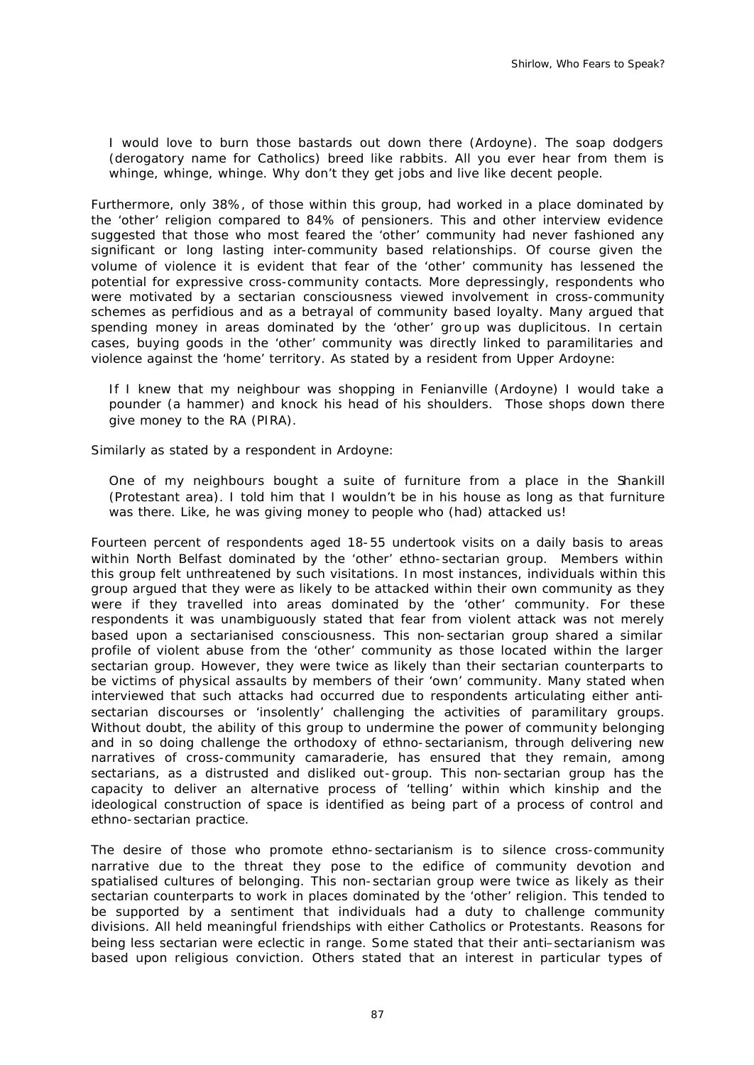I would love to burn those bastards out down there (Ardoyne). The soap dodgers (derogatory name for Catholics) breed like rabbits. All you ever hear from them is whinge, whinge, whinge. Why don't they get jobs and live like decent people.

Furthermore, only 38%, of those within this group, had worked in a place dominated by the 'other' religion compared to 84% of pensioners. This and other interview evidence suggested that those who most feared the 'other' community had never fashioned any significant or long lasting inter-community based relationships. Of course given the volume of violence it is evident that fear of the 'other' community has lessened the potential for expressive cross-community contacts. More depressingly, respondents who were motivated by a sectarian consciousness viewed involvement in cross-community schemes as perfidious and as a betrayal of community based loyalty. Many argued that spending money in areas dominated by the 'other' group was duplicitous. In certain cases, buying goods in the 'other' community was directly linked to paramilitaries and violence against the 'home' territory. As stated by a resident from Upper Ardoyne:

If I knew that my neighbour was shopping in Fenianville (Ardoyne) I would take a pounder (a hammer) and knock his head of his shoulders. Those shops down there give money to the RA (PIRA).

Similarly as stated by a respondent in Ardoyne:

One of my neighbours bought a suite of furniture from a place in the Shankill (Protestant area). I told him that I wouldn't be in his house as long as that furniture was there. Like, he was giving money to people who (had) attacked us!

Fourteen percent of respondents aged 18-55 undertook visits on a daily basis to areas within North Belfast dominated by the 'other' ethno-sectarian group. Members within this group felt unthreatened by such visitations. In most instances, individuals within this group argued that they were as likely to be attacked within their own community as they were if they travelled into areas dominated by the 'other' community. For these respondents it was unambiguously stated that fear from violent attack was not merely based upon a sectarianised consciousness. This non-sectarian group shared a similar profile of violent abuse from the 'other' community as those located within the larger sectarian group. However, they were twice as likely than their sectarian counterparts to be victims of physical assaults by members of their 'own' community. Many stated when interviewed that such attacks had occurred due to respondents articulating either anti-sectarian discourses or 'insolently' challenging the activities of paramilitary groups. Without doubt, the ability of this group to undermine the power of community belonging and in so doing challenge the orthodoxy of ethno-sectarianism, through delivering new narratives of cross-community camaraderie, has ensured that they remain, among sectarians, as a distrusted and disliked out-group. This non-sectarian group has the capacity to deliver an alternative process of 'telling' within which kinship and the ideological construction of space is identified as being part of a process of control and ethno-sectarian practice.

The desire of those who promote ethno-sectarianism is to silence cross-community narrative due to the threat they pose to the edifice of community devotion and spatialised cultures of belonging. This non-sectarian group were twice as likely as their sectarian counterparts to work in places dominated by the 'other' religion. This tended to be supported by a sentiment that individuals had a duty to challenge community divisions. All held meaningful friendships with either Catholics or Protestants. Reasons for being less sectarian were eclectic in range. Some stated that their anti–sectarianism was based upon religious conviction. Others stated that an interest in particular types of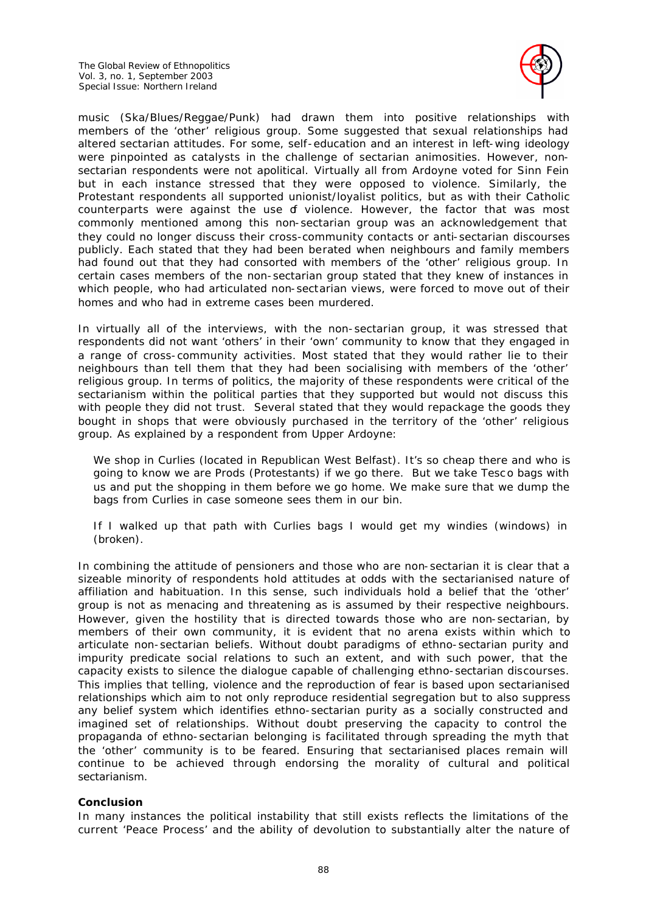music (Ska/Blues/Reggae/Punk) had drawn them into positive relationships with members of the 'other' religious group. Some suggested that sexual relationships had altered sectarian attitudes. For some, self-education and an interest in left-wing ideology were pinpointed as catalysts in the challenge of sectarian animosities. However, non-sectarian respondents were not apolitical. Virtually all from Ardoyne voted for Sinn Fein but in each instance stressed that they were opposed to violence. Similarly, the Protestant respondents all supported unionist/loyalist politics, but as with their Catholic counterparts were against the use of violence. However, the factor that was most commonly mentioned among this non-sectarian group was an acknowledgement that they could no longer discuss their cross-community contacts or anti-sectarian discourses publicly. Each stated that they had been berated when neighbours and family members had found out that they had consorted with members of the 'other' religious group. In certain cases members of the non-sectarian group stated that they knew of instances in which people, who had articulated non-sectarian views, were forced to move out of their homes and who had in extreme cases been murdered.

In virtually all of the interviews, with the non-sectarian group, it was stressed that respondents did not want 'others' in their 'own' community to know that they engaged in a range of cross-community activities. Most stated that they would rather lie to their neighbours than tell them that they had been socialising with members of the 'other' religious group. In terms of politics, the majority of these respondents were critical of the sectarianism within the political parties that they supported but would not discuss this with people they did not trust. Several stated that they would repackage the goods they bought in shops that were obviously purchased in the territory of the 'other' religious group. As explained by a respondent from Upper Ardoyne:

> We shop in Curlies (located in Republican West Belfast). It's so cheap there and who is going to know we are Prods (Protestants) if we go there. But we take Tesco bags with us and put the shopping in them before we go home. We make sure that we dump the bags from Curlies in case someone sees them in our bin.
>
> If I walked up that path with Curlies bags I would get my windies (windows) in (broken).

In combining the attitude of pensioners and those who are non-sectarian it is clear that a sizeable minority of respondents hold attitudes at odds with the sectarianised nature of affiliation and habituation. In this sense, such individuals hold a belief that the 'other' group is not as menacing and threatening as is assumed by their respective neighbours. However, given the hostility that is directed towards those who are non-sectarian, by members of their own community, it is evident that no arena exists within which to articulate non-sectarian beliefs. Without doubt paradigms of ethno-sectarian purity and impurity predicate social relations to such an extent, and with such power, that the capacity exists to silence the dialogue capable of challenging ethno-sectarian discourses. This implies that telling, violence and the reproduction of fear is based upon sectarianised relationships which aim to not only reproduce residential segregation but to also suppress any belief system which identifies ethno-sectarian purity as a socially constructed and imagined set of relationships. Without doubt preserving the capacity to control the propaganda of ethno-sectarian belonging is facilitated through spreading the myth that the 'other' community is to be feared. Ensuring that sectarianised places remain will continue to be achieved through endorsing the morality of cultural and political sectarianism.

**Conclusion**

In many instances the political instability that still exists reflects the limitations of the current 'Peace Process' and the ability of devolution to substantially alter the nature of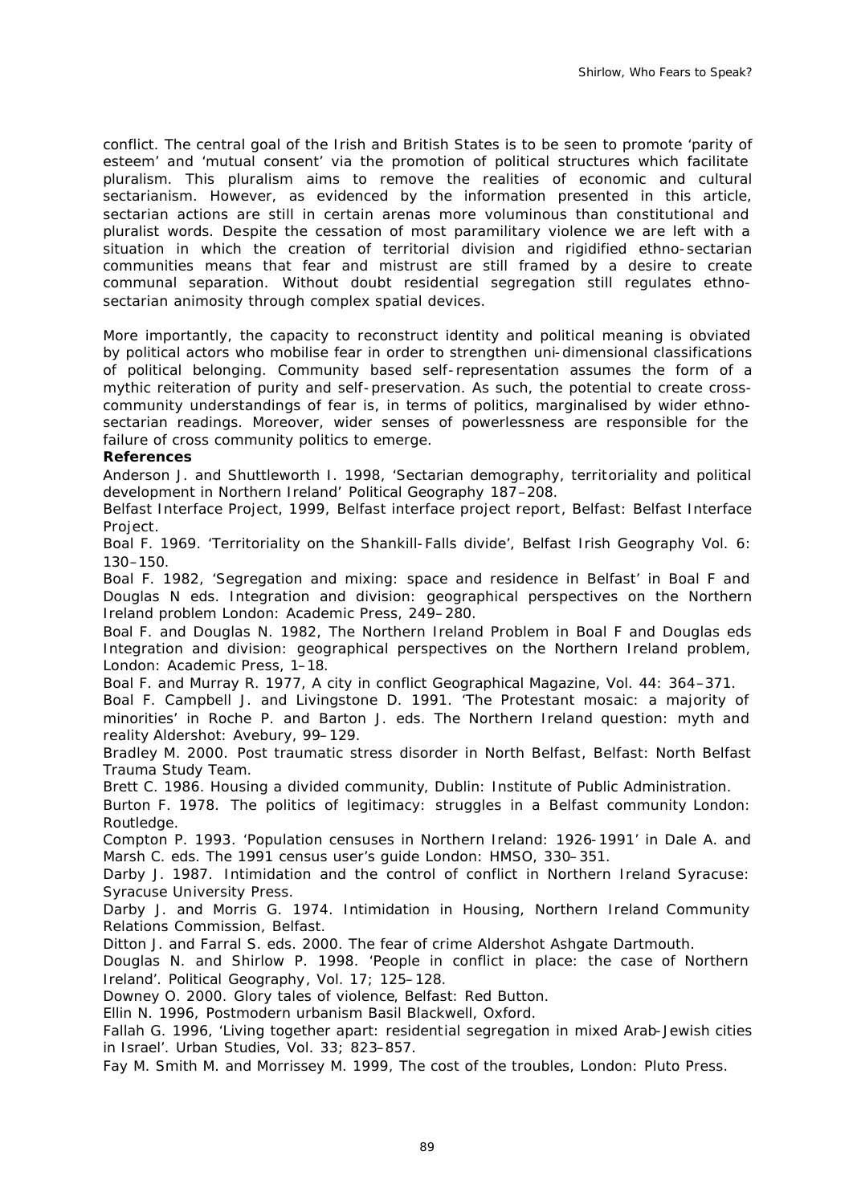conflict. The central goal of the Irish and British States is to be seen to promote 'parity of esteem' and 'mutual consent' via the promotion of political structures which facilitate pluralism. This pluralism aims to remove the realities of economic and cultural sectarianism. However, as evidenced by the information presented in this article, sectarian actions are still in certain arenas more voluminous than constitutional and pluralist words. Despite the cessation of most paramilitary violence we are left with a situation in which the creation of territorial division and rigidified ethno-sectarian communities means that fear and mistrust are still framed by a desire to create communal separation. Without doubt residential segregation still regulates ethno-sectarian animosity through complex spatial devices.

More importantly, the capacity to reconstruct identity and political meaning is obviated by political actors who mobilise fear in order to strengthen uni-dimensional classifications of political belonging. Community based self-representation assumes the form of a mythic reiteration of purity and self-preservation. As such, the potential to create cross-community understandings of fear is, in terms of politics, marginalised by wider ethno-sectarian readings. Moreover, wider senses of powerlessness are responsible for the failure of cross community politics to emerge.

**References**

Anderson J. and Shuttleworth I. 1998, 'Sectarian demography, territoriality and political development in Northern Ireland' Political Geography 187–208.

Belfast Interface Project, 1999, Belfast interface project report, Belfast: Belfast Interface Project.

Boal F. 1969. 'Territoriality on the Shankill-Falls divide', Belfast Irish Geography Vol. 6: 130–150.

Boal F. 1982, 'Segregation and mixing: space and residence in Belfast' in Boal F and Douglas N eds. Integration and division: geographical perspectives on the Northern Ireland problem London: Academic Press, 249–280.

Boal F. and Douglas N. 1982, The Northern Ireland Problem in Boal F and Douglas eds Integration and division: geographical perspectives on the Northern Ireland problem, London: Academic Press, 1–18.

Boal F. and Murray R. 1977, A city in conflict Geographical Magazine, Vol. 44: 364–371.

Boal F. Campbell J. and Livingstone D. 1991. 'The Protestant mosaic: a majority of minorities' in Roche P. and Barton J. eds. The Northern Ireland question: myth and reality Aldershot: Avebury, 99–129.

Bradley M. 2000. Post traumatic stress disorder in North Belfast, Belfast: North Belfast Trauma Study Team.

Brett C. 1986. Housing a divided community, Dublin: Institute of Public Administration.

Burton F. 1978. The politics of legitimacy: struggles in a Belfast community London: Routledge.

Compton P. 1993. 'Population censuses in Northern Ireland: 1926-1991' in Dale A. and Marsh C. eds. The 1991 census user's guide London: HMSO, 330–351.

Darby J. 1987. Intimidation and the control of conflict in Northern Ireland Syracuse: Syracuse University Press.

Darby J. and Morris G. 1974. Intimidation in Housing, Northern Ireland Community Relations Commission, Belfast.

Ditton J. and Farral S. eds. 2000. The fear of crime Aldershot Ashgate Dartmouth.

Douglas N. and Shirlow P. 1998. 'People in conflict in place: the case of Northern Ireland'. Political Geography, Vol. 17; 125–128.

Downey O. 2000. Glory tales of violence, Belfast: Red Button.

Ellin N. 1996, Postmodern urbanism Basil Blackwell, Oxford.

Fallah G. 1996, 'Living together apart: residential segregation in mixed Arab-Jewish cities in Israel'. Urban Studies, Vol. 33; 823–857.

Fay M. Smith M. and Morrissey M. 1999, The cost of the troubles, London: Pluto Press.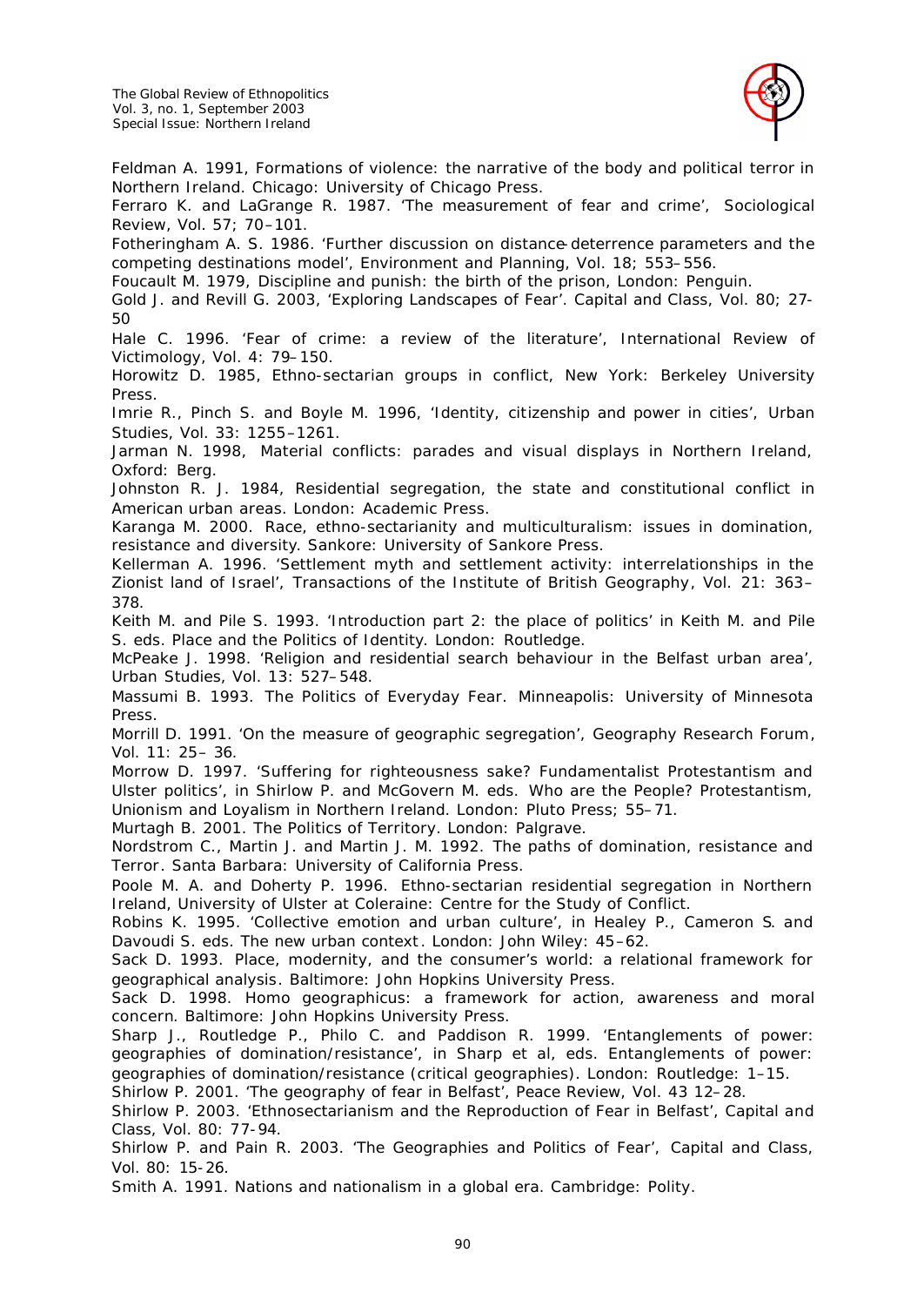Feldman A. 1991, Formations of violence: the narrative of the body and political terror in Northern Ireland. Chicago: University of Chicago Press.

Ferraro K. and LaGrange R. 1987. 'The measurement of fear and crime', Sociological Review, Vol. 57; 70–101.

Fotheringham A. S. 1986. 'Further discussion on distance-deterrence parameters and the competing destinations model', Environment and Planning, Vol. 18; 553–556.

Foucault M. 1979, Discipline and punish: the birth of the prison, London: Penguin.

Gold J. and Revill G. 2003, 'Exploring Landscapes of Fear'. Capital and Class, Vol. 80; 27-50

Hale C. 1996. 'Fear of crime: a review of the literature', International Review of Victimology, Vol. 4: 79–150.

Horowitz D. 1985, Ethno-sectarian groups in conflict, New York: Berkeley University Press.

Imrie R., Pinch S. and Boyle M. 1996, 'Identity, citizenship and power in cities', Urban Studies, Vol. 33: 1255–1261.

Jarman N. 1998, Material conflicts: parades and visual displays in Northern Ireland, Oxford: Berg.

Johnston R. J. 1984, Residential segregation, the state and constitutional conflict in American urban areas. London: Academic Press.

Karanga M. 2000. Race, ethno-sectarianity and multiculturalism: issues in domination, resistance and diversity. Sankore: University of Sankore Press.

Kellerman A. 1996. 'Settlement myth and settlement activity: interrelationships in the Zionist land of Israel', Transactions of the Institute of British Geography, Vol. 21: 363–378.

Keith M. and Pile S. 1993. 'Introduction part 2: the place of politics' in Keith M. and Pile S. eds. Place and the Politics of Identity. London: Routledge.

McPeake J. 1998. 'Religion and residential search behaviour in the Belfast urban area', Urban Studies, Vol. 13: 527–548.

Massumi B. 1993. The Politics of Everyday Fear. Minneapolis: University of Minnesota Press.

Morrill D. 1991. 'On the measure of geographic segregation', Geography Research Forum, Vol. 11: 25– 36.

Morrow D. 1997. 'Suffering for righteousness sake? Fundamentalist Protestantism and Ulster politics', in Shirlow P. and McGovern M. eds. Who are the People? Protestantism, Unionism and Loyalism in Northern Ireland. London: Pluto Press; 55–71.

Murtagh B. 2001. The Politics of Territory. London: Palgrave.

Nordstrom C., Martin J. and Martin J. M. 1992. The paths of domination, resistance and Terror. Santa Barbara: University of California Press.

Poole M. A. and Doherty P. 1996. Ethno-sectarian residential segregation in Northern Ireland, University of Ulster at Coleraine: Centre for the Study of Conflict.

Robins K. 1995. 'Collective emotion and urban culture', in Healey P., Cameron S. and Davoudi S. eds. The new urban context. London: John Wiley: 45–62.

Sack D. 1993. Place, modernity, and the consumer's world: a relational framework for geographical analysis. Baltimore: John Hopkins University Press.

Sack D. 1998. Homo geographicus: a framework for action, awareness and moral concern. Baltimore: John Hopkins University Press.

Sharp J., Routledge P., Philo C. and Paddison R. 1999. 'Entanglements of power: geographies of domination/resistance', in Sharp et al, eds. Entanglements of power: geographies of domination/resistance (critical geographies). London: Routledge: 1–15.

Shirlow P. 2001. 'The geography of fear in Belfast', Peace Review, Vol. 43 12–28.

Shirlow P. 2003. 'Ethnosectarianism and the Reproduction of Fear in Belfast', Capital and Class, Vol. 80: 77-94.

Shirlow P. and Pain R. 2003. 'The Geographies and Politics of Fear', Capital and Class, Vol. 80: 15-26.

Smith A. 1991. Nations and nationalism in a global era. Cambridge: Polity.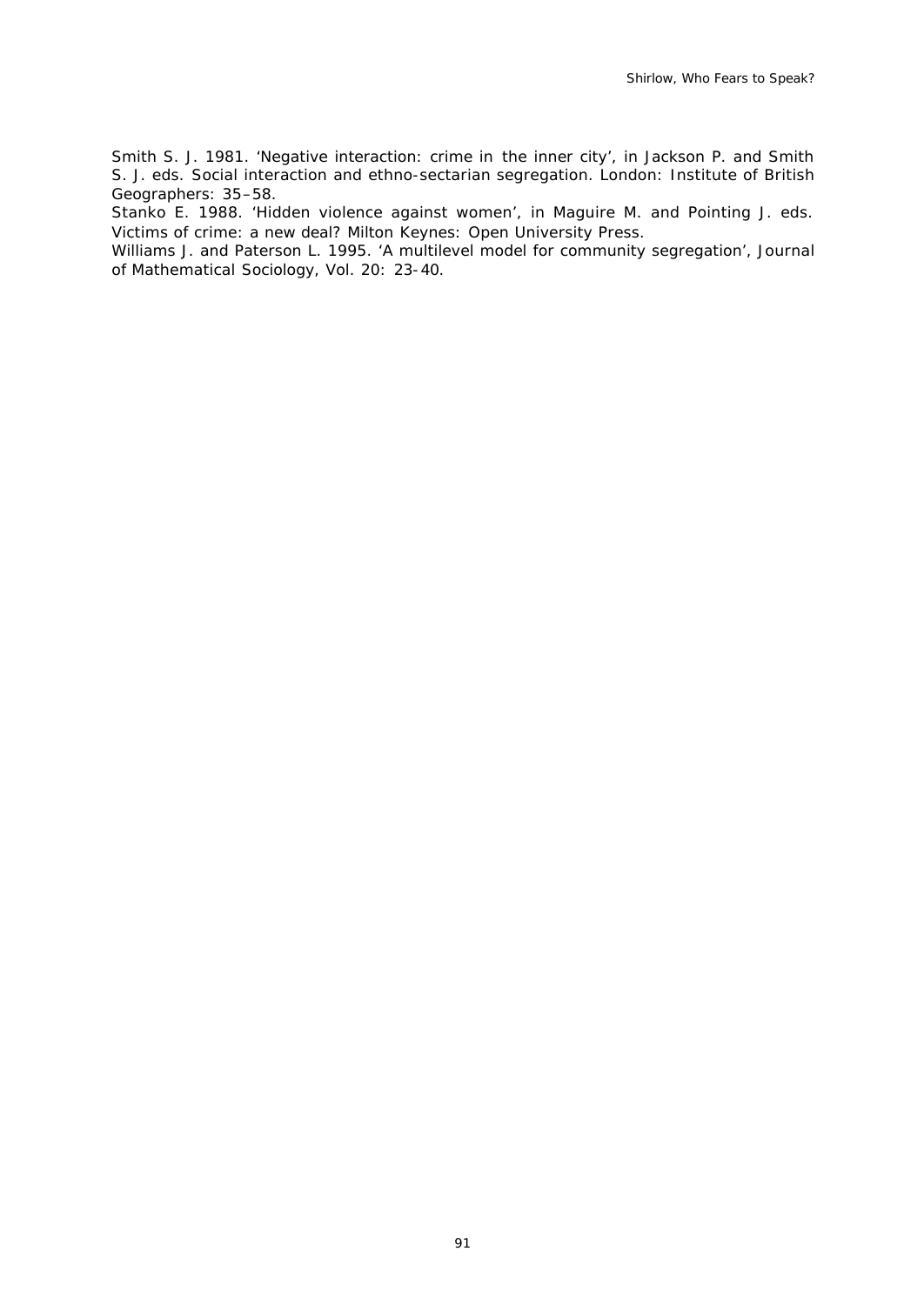Smith S. J. 1981. 'Negative interaction: crime in the inner city', in Jackson P. and Smith S. J. eds. Social interaction and ethno-sectarian segregation. London: Institute of British Geographers: 35–58.

Stanko E. 1988. 'Hidden violence against women', in Maguire M. and Pointing J. eds. Victims of crime: a new deal? Milton Keynes: Open University Press.

Williams J. and Paterson L. 1995. 'A multilevel model for community segregation', Journal of Mathematical Sociology, Vol. 20: 23-40.